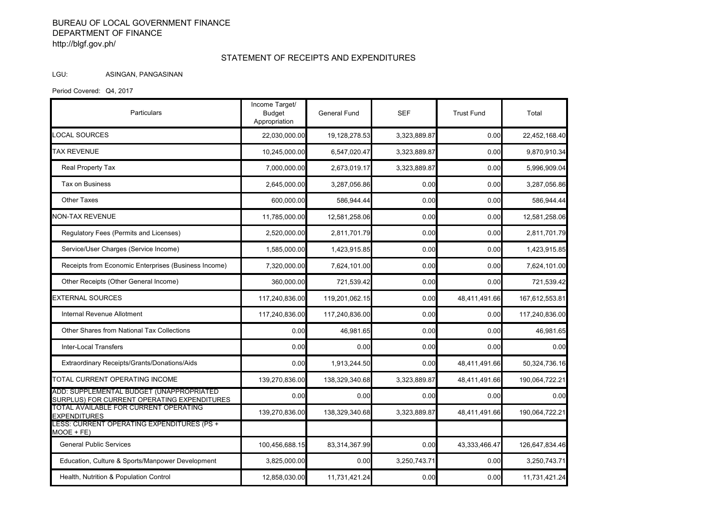BUREAU OF LOCAL GOVERNMENT FINANCE
DEPARTMENT OF FINANCE
http://blgf.gov.ph/

## STATEMENT OF RECEIPTS AND EXPENDITURES

LGU: ASINGAN, PANGASINAN

Period Covered: Q4, 2017

| Particulars | Income Target/ Budget Appropriation | General Fund | SEF | Trust Fund | Total |
|---|---|---|---|---|---|
| LOCAL SOURCES | 22,030,000.00 | 19,128,278.53 | 3,323,889.87 | 0.00 | 22,452,168.40 |
| TAX REVENUE | 10,245,000.00 | 6,547,020.47 | 3,323,889.87 | 0.00 | 9,870,910.34 |
| Real Property Tax | 7,000,000.00 | 2,673,019.17 | 3,323,889.87 | 0.00 | 5,996,909.04 |
| Tax on Business | 2,645,000.00 | 3,287,056.86 | 0.00 | 0.00 | 3,287,056.86 |
| Other Taxes | 600,000.00 | 586,944.44 | 0.00 | 0.00 | 586,944.44 |
| NON-TAX REVENUE | 11,785,000.00 | 12,581,258.06 | 0.00 | 0.00 | 12,581,258.06 |
| Regulatory Fees (Permits and Licenses) | 2,520,000.00 | 2,811,701.79 | 0.00 | 0.00 | 2,811,701.79 |
| Service/User Charges (Service Income) | 1,585,000.00 | 1,423,915.85 | 0.00 | 0.00 | 1,423,915.85 |
| Receipts from Economic Enterprises (Business Income) | 7,320,000.00 | 7,624,101.00 | 0.00 | 0.00 | 7,624,101.00 |
| Other Receipts (Other General Income) | 360,000.00 | 721,539.42 | 0.00 | 0.00 | 721,539.42 |
| EXTERNAL SOURCES | 117,240,836.00 | 119,201,062.15 | 0.00 | 48,411,491.66 | 167,612,553.81 |
| Internal Revenue Allotment | 117,240,836.00 | 117,240,836.00 | 0.00 | 0.00 | 117,240,836.00 |
| Other Shares from National Tax Collections | 0.00 | 46,981.65 | 0.00 | 0.00 | 46,981.65 |
| Inter-Local Transfers | 0.00 | 0.00 | 0.00 | 0.00 | 0.00 |
| Extraordinary Receipts/Grants/Donations/Aids | 0.00 | 1,913,244.50 | 0.00 | 48,411,491.66 | 50,324,736.16 |
| TOTAL CURRENT OPERATING INCOME | 139,270,836.00 | 138,329,340.68 | 3,323,889.87 | 48,411,491.66 | 190,064,722.21 |
| ADD: SUPPLEMENTAL BUDGET (UNAPPROPRIATED SURPLUS) FOR CURRENT OPERATING EXPENDITURES | 0.00 | 0.00 | 0.00 | 0.00 | 0.00 |
| TOTAL AVAILABLE FOR CURRENT OPERATING EXPENDITURES | 139,270,836.00 | 138,329,340.68 | 3,323,889.87 | 48,411,491.66 | 190,064,722.21 |
| LESS: CURRENT OPERATING EXPENDITURES (PS + MOOE + FE) | | | | | |
| General Public Services | 100,456,688.15 | 83,314,367.99 | 0.00 | 43,333,466.47 | 126,647,834.46 |
| Education, Culture & Sports/Manpower Development | 3,825,000.00 | 0.00 | 3,250,743.71 | 0.00 | 3,250,743.71 |
| Health, Nutrition & Population Control | 12,858,030.00 | 11,731,421.24 | 0.00 | 0.00 | 11,731,421.24 |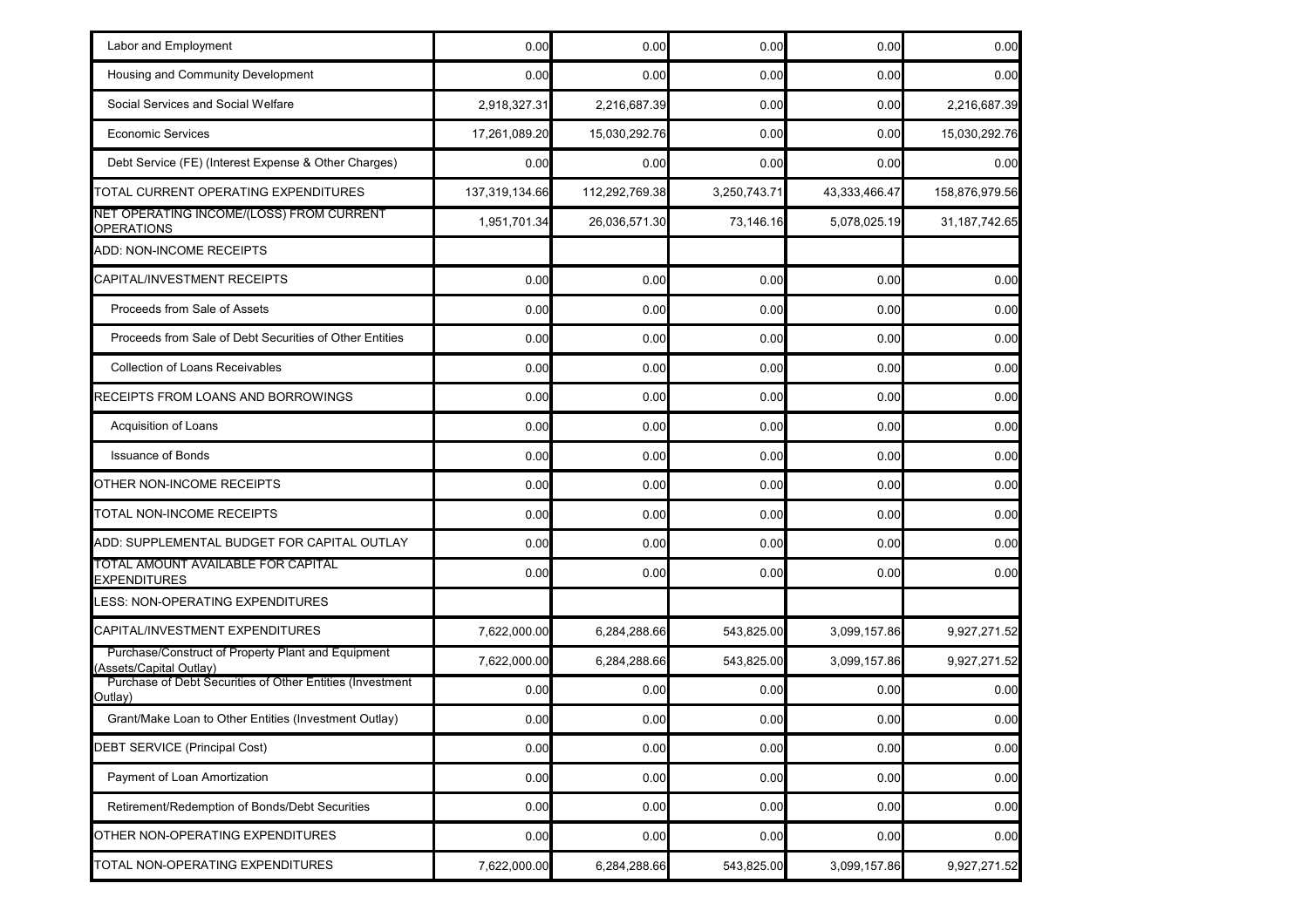| | | | | | |
|---|---|---|---|---|---|
| Labor and Employment | 0.00 | 0.00 | 0.00 | 0.00 | 0.00 |
| Housing and Community Development | 0.00 | 0.00 | 0.00 | 0.00 | 0.00 |
| Social Services and Social Welfare | 2,918,327.31 | 2,216,687.39 | 0.00 | 0.00 | 2,216,687.39 |
| Economic Services | 17,261,089.20 | 15,030,292.76 | 0.00 | 0.00 | 15,030,292.76 |
| Debt Service (FE) (Interest Expense & Other Charges) | 0.00 | 0.00 | 0.00 | 0.00 | 0.00 |
| TOTAL CURRENT OPERATING EXPENDITURES | 137,319,134.66 | 112,292,769.38 | 3,250,743.71 | 43,333,466.47 | 158,876,979.56 |
| NET OPERATING INCOME/(LOSS) FROM CURRENT OPERATIONS | 1,951,701.34 | 26,036,571.30 | 73,146.16 | 5,078,025.19 | 31,187,742.65 |
| ADD: NON-INCOME RECEIPTS | | | | | |
| CAPITAL/INVESTMENT RECEIPTS | 0.00 | 0.00 | 0.00 | 0.00 | 0.00 |
| Proceeds from Sale of Assets | 0.00 | 0.00 | 0.00 | 0.00 | 0.00 |
| Proceeds from Sale of Debt Securities of Other Entities | 0.00 | 0.00 | 0.00 | 0.00 | 0.00 |
| Collection of Loans Receivables | 0.00 | 0.00 | 0.00 | 0.00 | 0.00 |
| RECEIPTS FROM LOANS AND BORROWINGS | 0.00 | 0.00 | 0.00 | 0.00 | 0.00 |
| Acquisition of Loans | 0.00 | 0.00 | 0.00 | 0.00 | 0.00 |
| Issuance of Bonds | 0.00 | 0.00 | 0.00 | 0.00 | 0.00 |
| OTHER NON-INCOME RECEIPTS | 0.00 | 0.00 | 0.00 | 0.00 | 0.00 |
| TOTAL NON-INCOME RECEIPTS | 0.00 | 0.00 | 0.00 | 0.00 | 0.00 |
| ADD: SUPPLEMENTAL BUDGET FOR CAPITAL OUTLAY | 0.00 | 0.00 | 0.00 | 0.00 | 0.00 |
| TOTAL AMOUNT AVAILABLE FOR CAPITAL EXPENDITURES | 0.00 | 0.00 | 0.00 | 0.00 | 0.00 |
| LESS: NON-OPERATING EXPENDITURES | | | | | |
| CAPITAL/INVESTMENT EXPENDITURES | 7,622,000.00 | 6,284,288.66 | 543,825.00 | 3,099,157.86 | 9,927,271.52 |
| Purchase/Construct of Property Plant and Equipment (Assets/Capital Outlay) | 7,622,000.00 | 6,284,288.66 | 543,825.00 | 3,099,157.86 | 9,927,271.52 |
| Purchase of Debt Securities of Other Entities (Investment Outlay) | 0.00 | 0.00 | 0.00 | 0.00 | 0.00 |
| Grant/Make Loan to Other Entities (Investment Outlay) | 0.00 | 0.00 | 0.00 | 0.00 | 0.00 |
| DEBT SERVICE (Principal Cost) | 0.00 | 0.00 | 0.00 | 0.00 | 0.00 |
| Payment of Loan Amortization | 0.00 | 0.00 | 0.00 | 0.00 | 0.00 |
| Retirement/Redemption of Bonds/Debt Securities | 0.00 | 0.00 | 0.00 | 0.00 | 0.00 |
| OTHER NON-OPERATING EXPENDITURES | 0.00 | 0.00 | 0.00 | 0.00 | 0.00 |
| TOTAL NON-OPERATING EXPENDITURES | 7,622,000.00 | 6,284,288.66 | 543,825.00 | 3,099,157.86 | 9,927,271.52 |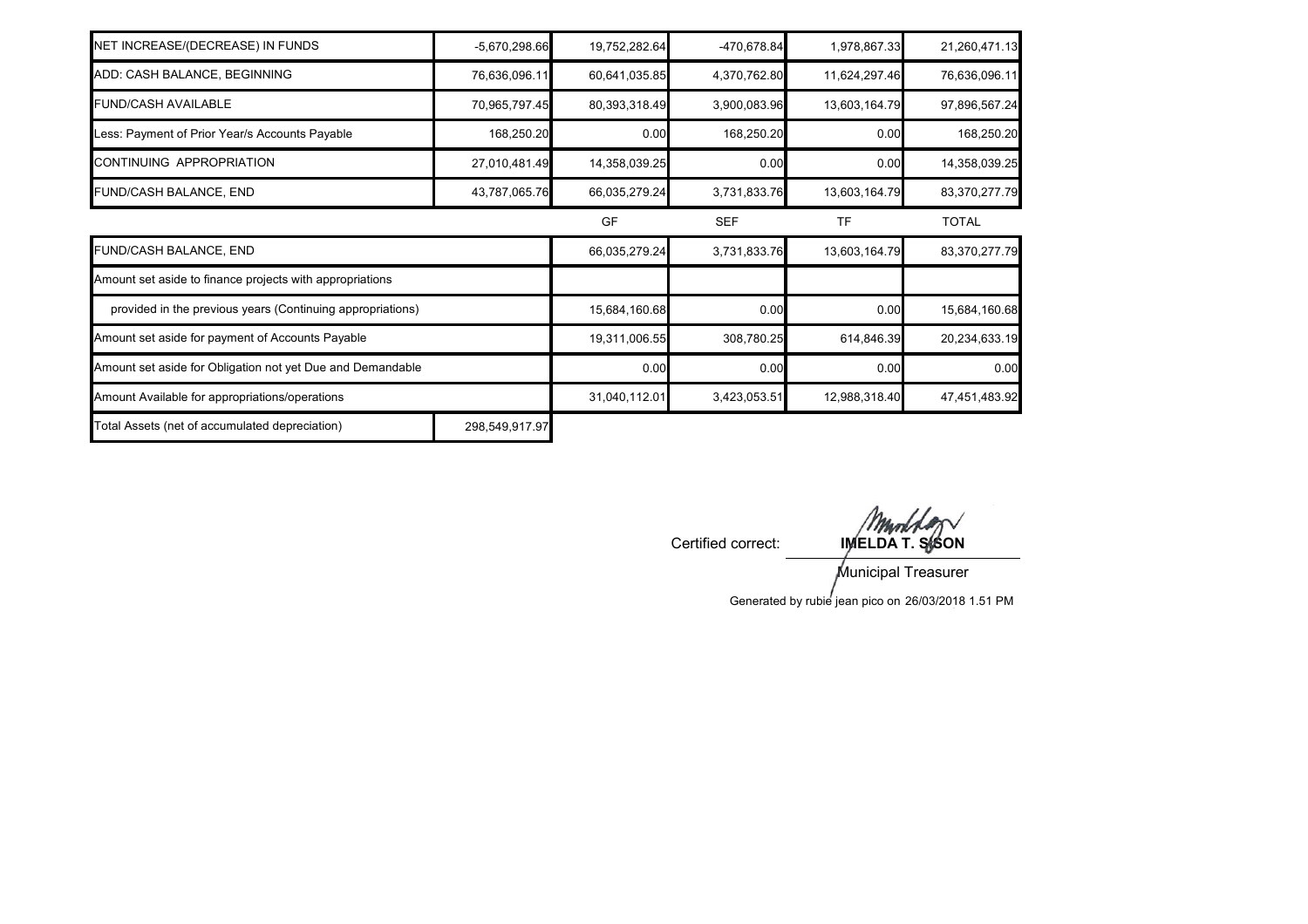| | | | | | |
|---|---|---|---|---|---|
| NET INCREASE/(DECREASE) IN FUNDS | -5,670,298.66 | 19,752,282.64 | -470,678.84 | 1,978,867.33 | 21,260,471.13 |
| ADD: CASH BALANCE, BEGINNING | 76,636,096.11 | 60,641,035.85 | 4,370,762.80 | 11,624,297.46 | 76,636,096.11 |
| FUND/CASH AVAILABLE | 70,965,797.45 | 80,393,318.49 | 3,900,083.96 | 13,603,164.79 | 97,896,567.24 |
| Less: Payment of Prior Year/s Accounts Payable | 168,250.20 | 0.00 | 168,250.20 | 0.00 | 168,250.20 |
| CONTINUING APPROPRIATION | 27,010,481.49 | 14,358,039.25 | 0.00 | 0.00 | 14,358,039.25 |
| FUND/CASH BALANCE, END | 43,787,065.76 | 66,035,279.24 | 3,731,833.76 | 13,603,164.79 | 83,370,277.79 |

| | | GF | SEF | TF | TOTAL |
|---|---|---|---|---|---|
| FUND/CASH BALANCE, END | | 66,035,279.24 | 3,731,833.76 | 13,603,164.79 | 83,370,277.79 |
| Amount set aside to finance projects with appropriations | | | | | |
| provided in the previous years (Continuing appropriations) | | 15,684,160.68 | 0.00 | 0.00 | 15,684,160.68 |
| Amount set aside for payment of Accounts Payable | | 19,311,006.55 | 308,780.25 | 614,846.39 | 20,234,633.19 |
| Amount set aside for Obligation not yet Due and Demandable | | 0.00 | 0.00 | 0.00 | 0.00 |
| Amount Available for appropriations/operations | | 31,040,112.01 | 3,423,053.51 | 12,988,318.40 | 47,451,483.92 |
| Total Assets (net of accumulated depreciation) | 298,549,917.97 | | | | |

Certified correct:

**IMELDA T. SISON**

Municipal Treasurer

Generated by rubie jean pico on 26/03/2018 1.51 PM